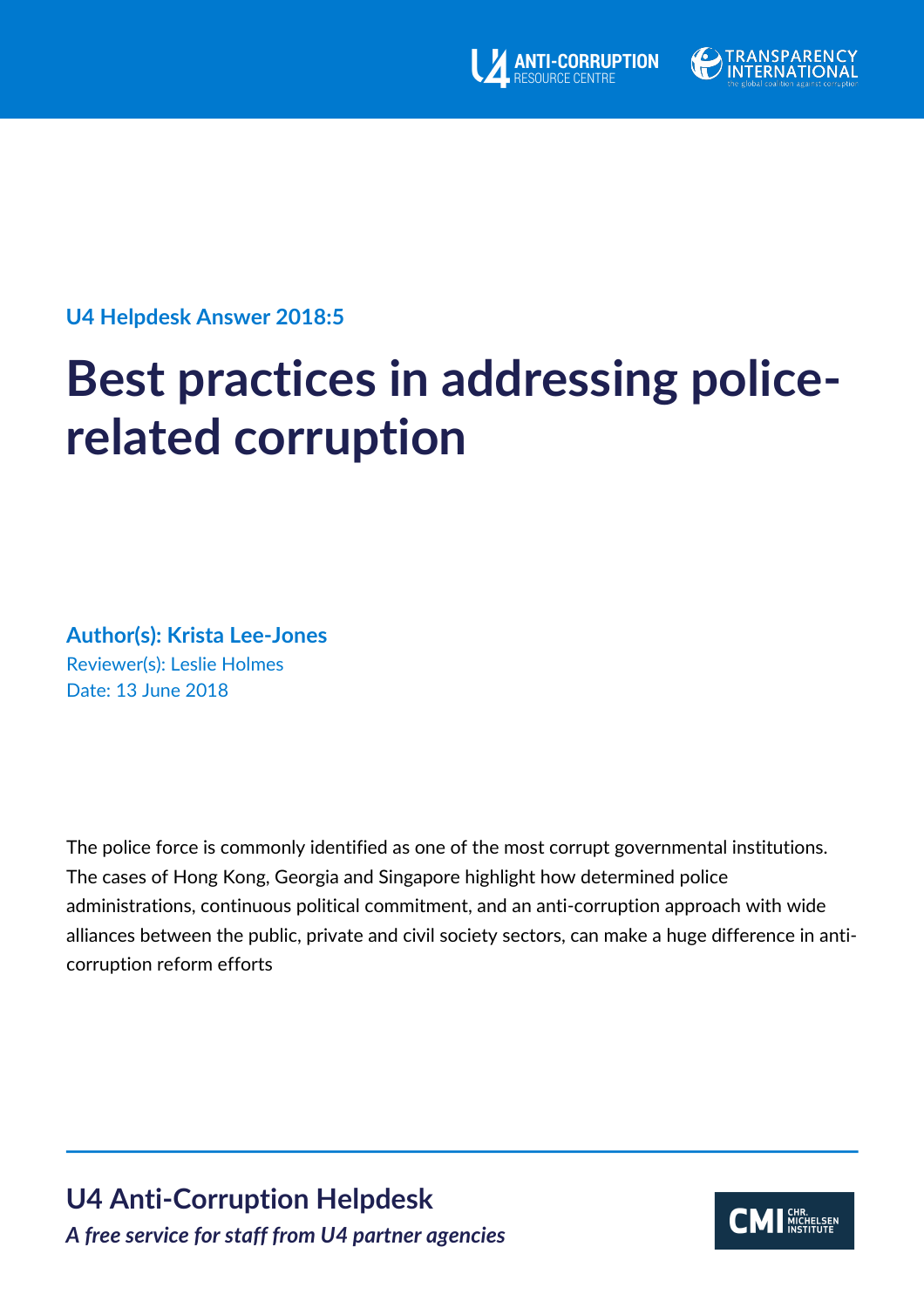U4 ANTI-CORRUPTION RESOURCE CENTRE

TRANSPARENCY INTERNATIONAL
the global coalition against corruption

**U4 Helpdesk Answer 2018:5**

# Best practices in addressing police-related corruption

**Author(s): Krista Lee-Jones**
Reviewer(s): Leslie Holmes
Date: 13 June 2018

The police force is commonly identified as one of the most corrupt governmental institutions. The cases of Hong Kong, Georgia and Singapore highlight how determined police administrations, continuous political commitment, and an anti-corruption approach with wide alliances between the public, private and civil society sectors, can make a huge difference in anti-corruption reform efforts

## U4 Anti-Corruption Helpdesk

***A free service for staff from U4 partner agencies***

CMI CHR. MICHELSEN INSTITUTE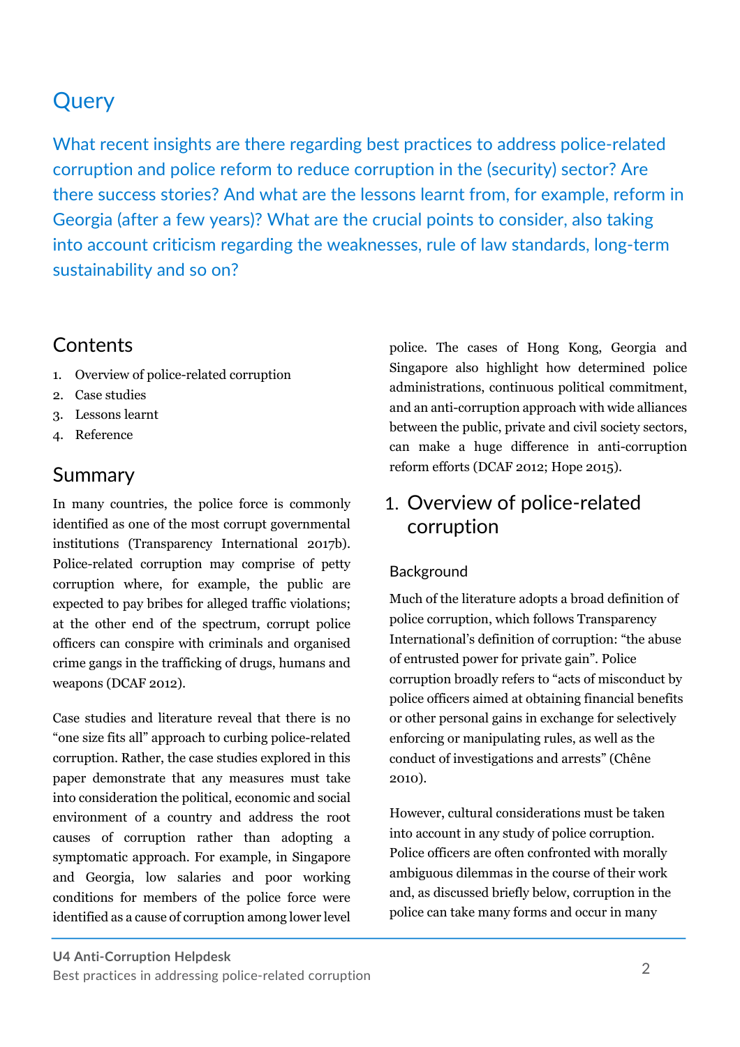# Query

What recent insights are there regarding best practices to address police-related corruption and police reform to reduce corruption in the (security) sector? Are there success stories? And what are the lessons learnt from, for example, reform in Georgia (after a few years)? What are the crucial points to consider, also taking into account criticism regarding the weaknesses, rule of law standards, long-term sustainability and so on?

## Contents

1. Overview of police-related corruption
2. Case studies
3. Lessons learnt
4. Reference

## Summary

In many countries, the police force is commonly identified as one of the most corrupt governmental institutions (Transparency International 2017b). Police-related corruption may comprise of petty corruption where, for example, the public are expected to pay bribes for alleged traffic violations; at the other end of the spectrum, corrupt police officers can conspire with criminals and organised crime gangs in the trafficking of drugs, humans and weapons (DCAF 2012).

Case studies and literature reveal that there is no "one size fits all" approach to curbing police-related corruption. Rather, the case studies explored in this paper demonstrate that any measures must take into consideration the political, economic and social environment of a country and address the root causes of corruption rather than adopting a symptomatic approach. For example, in Singapore and Georgia, low salaries and poor working conditions for members of the police force were identified as a cause of corruption among lower level police. The cases of Hong Kong, Georgia and Singapore also highlight how determined police administrations, continuous political commitment, and an anti-corruption approach with wide alliances between the public, private and civil society sectors, can make a huge difference in anti-corruption reform efforts (DCAF 2012; Hope 2015).

## 1. Overview of police-related corruption

### Background

Much of the literature adopts a broad definition of police corruption, which follows Transparency International's definition of corruption: "the abuse of entrusted power for private gain". Police corruption broadly refers to "acts of misconduct by police officers aimed at obtaining financial benefits or other personal gains in exchange for selectively enforcing or manipulating rules, as well as the conduct of investigations and arrests" (Chêne 2010).

However, cultural considerations must be taken into account in any study of police corruption. Police officers are often confronted with morally ambiguous dilemmas in the course of their work and, as discussed briefly below, corruption in the police can take many forms and occur in many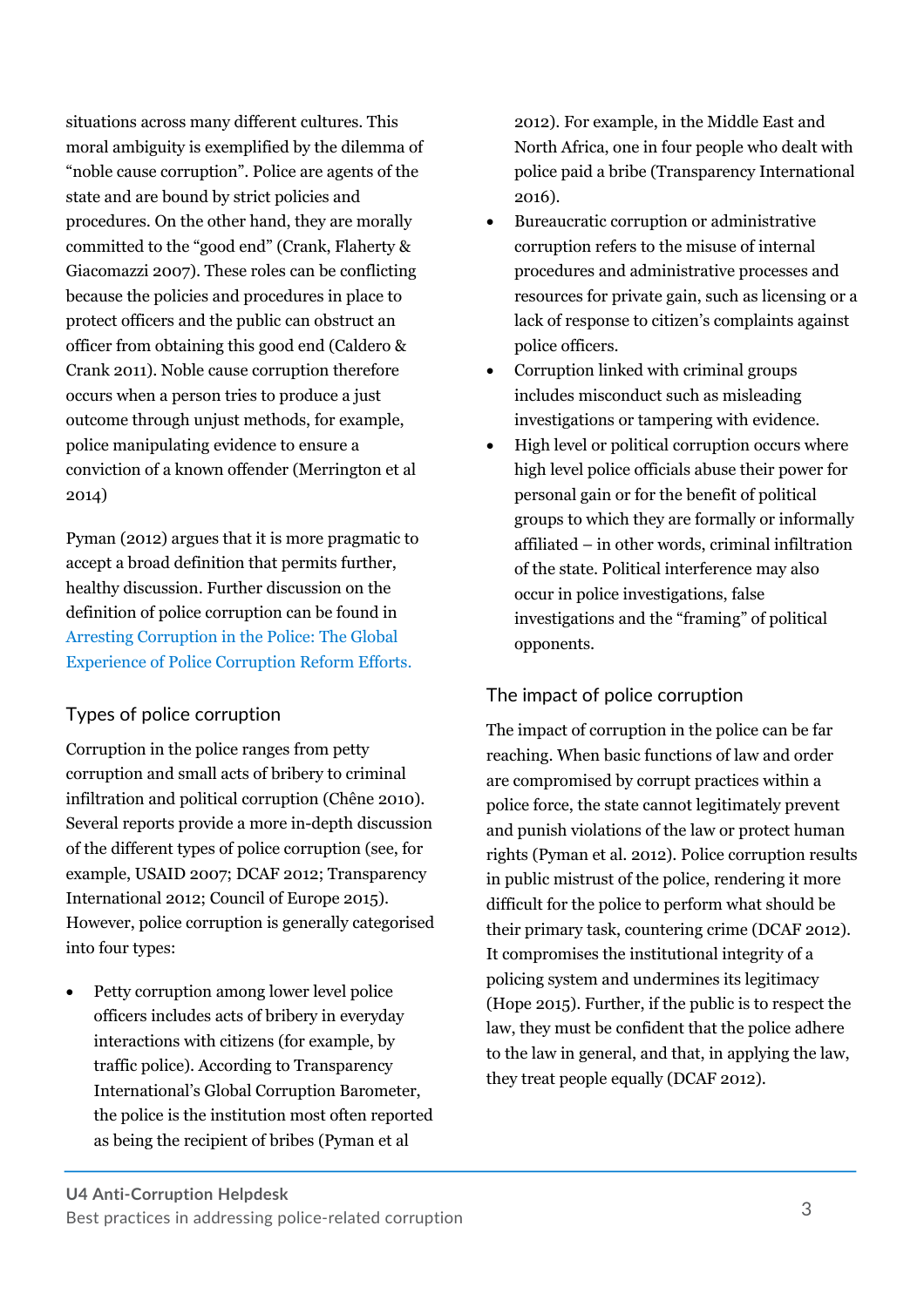situations across many different cultures. This moral ambiguity is exemplified by the dilemma of "noble cause corruption". Police are agents of the state and are bound by strict policies and procedures. On the other hand, they are morally committed to the "good end" (Crank, Flaherty & Giacomazzi 2007). These roles can be conflicting because the policies and procedures in place to protect officers and the public can obstruct an officer from obtaining this good end (Caldero & Crank 2011). Noble cause corruption therefore occurs when a person tries to produce a just outcome through unjust methods, for example, police manipulating evidence to ensure a conviction of a known offender (Merrington et al 2014)

Pyman (2012) argues that it is more pragmatic to accept a broad definition that permits further, healthy discussion. Further discussion on the definition of police corruption can be found in Arresting Corruption in the Police: The Global Experience of Police Corruption Reform Efforts.

## Types of police corruption

Corruption in the police ranges from petty corruption and small acts of bribery to criminal infiltration and political corruption (Chêne 2010). Several reports provide a more in-depth discussion of the different types of police corruption (see, for example, USAID 2007; DCAF 2012; Transparency International 2012; Council of Europe 2015). However, police corruption is generally categorised into four types:

- Petty corruption among lower level police officers includes acts of bribery in everyday interactions with citizens (for example, by traffic police). According to Transparency International's Global Corruption Barometer, the police is the institution most often reported as being the recipient of bribes (Pyman et al 2012). For example, in the Middle East and North Africa, one in four people who dealt with police paid a bribe (Transparency International 2016).
- Bureaucratic corruption or administrative corruption refers to the misuse of internal procedures and administrative processes and resources for private gain, such as licensing or a lack of response to citizen's complaints against police officers.
- Corruption linked with criminal groups includes misconduct such as misleading investigations or tampering with evidence.
- High level or political corruption occurs where high level police officials abuse their power for personal gain or for the benefit of political groups to which they are formally or informally affiliated – in other words, criminal infiltration of the state. Political interference may also occur in police investigations, false investigations and the "framing" of political opponents.

## The impact of police corruption

The impact of corruption in the police can be far reaching. When basic functions of law and order are compromised by corrupt practices within a police force, the state cannot legitimately prevent and punish violations of the law or protect human rights (Pyman et al. 2012). Police corruption results in public mistrust of the police, rendering it more difficult for the police to perform what should be their primary task, countering crime (DCAF 2012). It compromises the institutional integrity of a policing system and undermines its legitimacy (Hope 2015). Further, if the public is to respect the law, they must be confident that the police adhere to the law in general, and that, in applying the law, they treat people equally (DCAF 2012).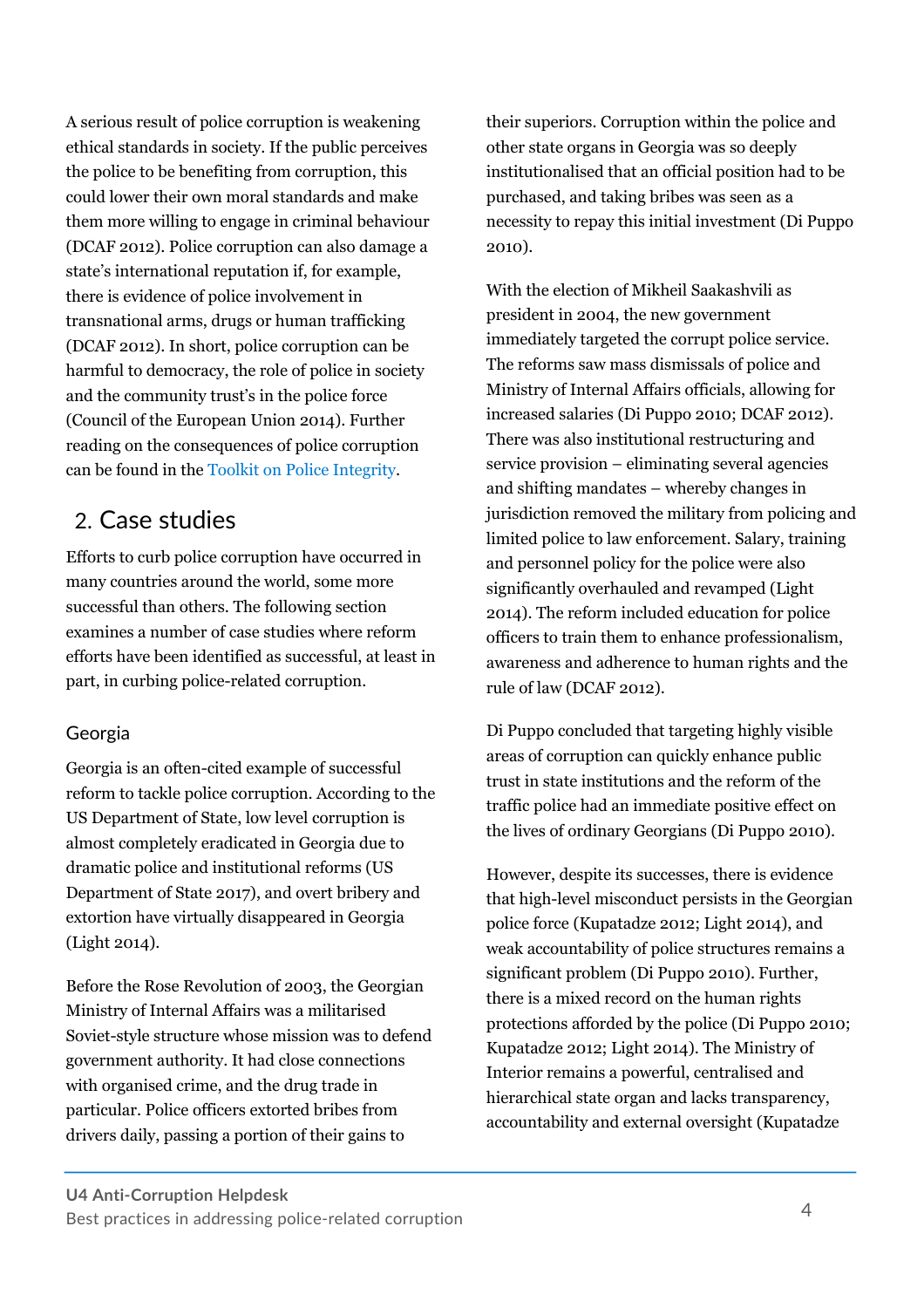A serious result of police corruption is weakening ethical standards in society. If the public perceives the police to be benefiting from corruption, this could lower their own moral standards and make them more willing to engage in criminal behaviour (DCAF 2012). Police corruption can also damage a state's international reputation if, for example, there is evidence of police involvement in transnational arms, drugs or human trafficking (DCAF 2012). In short, police corruption can be harmful to democracy, the role of police in society and the community trust's in the police force (Council of the European Union 2014). Further reading on the consequences of police corruption can be found in the Toolkit on Police Integrity.

## 2. Case studies

Efforts to curb police corruption have occurred in many countries around the world, some more successful than others. The following section examines a number of case studies where reform efforts have been identified as successful, at least in part, in curbing police-related corruption.

### Georgia

Georgia is an often-cited example of successful reform to tackle police corruption. According to the US Department of State, low level corruption is almost completely eradicated in Georgia due to dramatic police and institutional reforms (US Department of State 2017), and overt bribery and extortion have virtually disappeared in Georgia (Light 2014).

Before the Rose Revolution of 2003, the Georgian Ministry of Internal Affairs was a militarised Soviet-style structure whose mission was to defend government authority. It had close connections with organised crime, and the drug trade in particular. Police officers extorted bribes from drivers daily, passing a portion of their gains to their superiors. Corruption within the police and other state organs in Georgia was so deeply institutionalised that an official position had to be purchased, and taking bribes was seen as a necessity to repay this initial investment (Di Puppo 2010).

With the election of Mikheil Saakashvili as president in 2004, the new government immediately targeted the corrupt police service. The reforms saw mass dismissals of police and Ministry of Internal Affairs officials, allowing for increased salaries (Di Puppo 2010; DCAF 2012). There was also institutional restructuring and service provision – eliminating several agencies and shifting mandates – whereby changes in jurisdiction removed the military from policing and limited police to law enforcement. Salary, training and personnel policy for the police were also significantly overhauled and revamped (Light 2014). The reform included education for police officers to train them to enhance professionalism, awareness and adherence to human rights and the rule of law (DCAF 2012).

Di Puppo concluded that targeting highly visible areas of corruption can quickly enhance public trust in state institutions and the reform of the traffic police had an immediate positive effect on the lives of ordinary Georgians (Di Puppo 2010).

However, despite its successes, there is evidence that high-level misconduct persists in the Georgian police force (Kupatadze 2012; Light 2014), and weak accountability of police structures remains a significant problem (Di Puppo 2010). Further, there is a mixed record on the human rights protections afforded by the police (Di Puppo 2010; Kupatadze 2012; Light 2014). The Ministry of Interior remains a powerful, centralised and hierarchical state organ and lacks transparency, accountability and external oversight (Kupatadze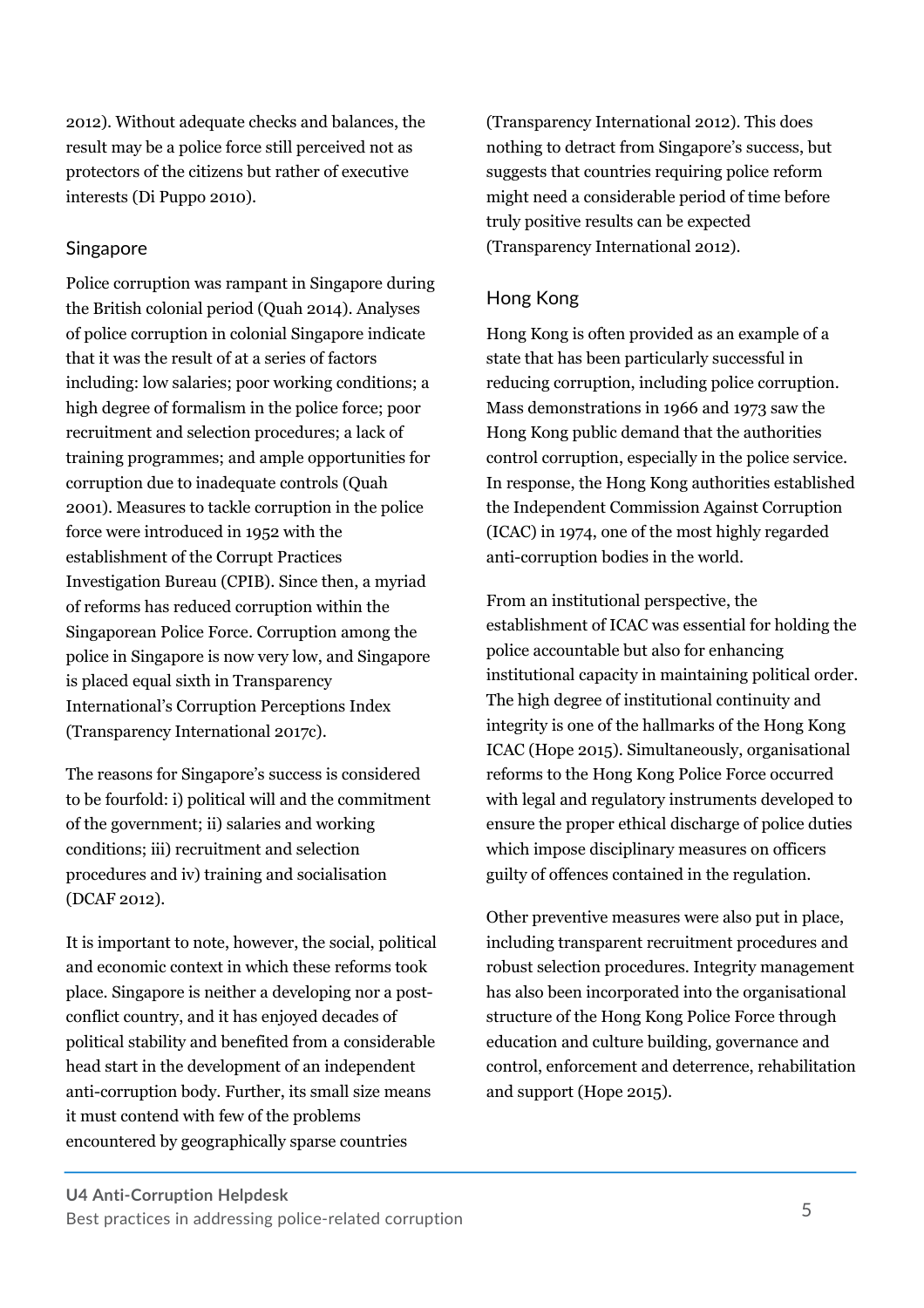2012). Without adequate checks and balances, the result may be a police force still perceived not as protectors of the citizens but rather of executive interests (Di Puppo 2010).

### Singapore

Police corruption was rampant in Singapore during the British colonial period (Quah 2014). Analyses of police corruption in colonial Singapore indicate that it was the result of at a series of factors including: low salaries; poor working conditions; a high degree of formalism in the police force; poor recruitment and selection procedures; a lack of training programmes; and ample opportunities for corruption due to inadequate controls (Quah 2001). Measures to tackle corruption in the police force were introduced in 1952 with the establishment of the Corrupt Practices Investigation Bureau (CPIB). Since then, a myriad of reforms has reduced corruption within the Singaporean Police Force. Corruption among the police in Singapore is now very low, and Singapore is placed equal sixth in Transparency International's Corruption Perceptions Index (Transparency International 2017c).

The reasons for Singapore's success is considered to be fourfold: i) political will and the commitment of the government; ii) salaries and working conditions; iii) recruitment and selection procedures and iv) training and socialisation (DCAF 2012).

It is important to note, however, the social, political and economic context in which these reforms took place. Singapore is neither a developing nor a post-conflict country, and it has enjoyed decades of political stability and benefited from a considerable head start in the development of an independent anti-corruption body. Further, its small size means it must contend with few of the problems encountered by geographically sparse countries (Transparency International 2012). This does nothing to detract from Singapore's success, but suggests that countries requiring police reform might need a considerable period of time before truly positive results can be expected (Transparency International 2012).

### Hong Kong

Hong Kong is often provided as an example of a state that has been particularly successful in reducing corruption, including police corruption. Mass demonstrations in 1966 and 1973 saw the Hong Kong public demand that the authorities control corruption, especially in the police service. In response, the Hong Kong authorities established the Independent Commission Against Corruption (ICAC) in 1974, one of the most highly regarded anti-corruption bodies in the world.

From an institutional perspective, the establishment of ICAC was essential for holding the police accountable but also for enhancing institutional capacity in maintaining political order. The high degree of institutional continuity and integrity is one of the hallmarks of the Hong Kong ICAC (Hope 2015). Simultaneously, organisational reforms to the Hong Kong Police Force occurred with legal and regulatory instruments developed to ensure the proper ethical discharge of police duties which impose disciplinary measures on officers guilty of offences contained in the regulation.

Other preventive measures were also put in place, including transparent recruitment procedures and robust selection procedures. Integrity management has also been incorporated into the organisational structure of the Hong Kong Police Force through education and culture building, governance and control, enforcement and deterrence, rehabilitation and support (Hope 2015).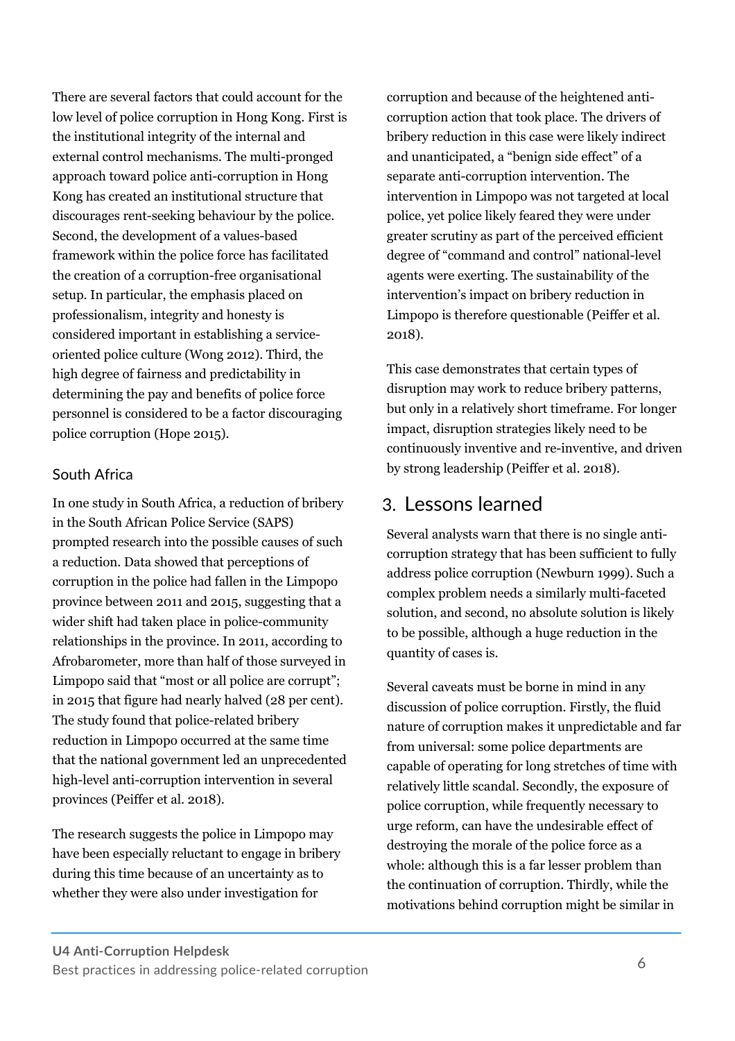There are several factors that could account for the low level of police corruption in Hong Kong. First is the institutional integrity of the internal and external control mechanisms. The multi-pronged approach toward police anti-corruption in Hong Kong has created an institutional structure that discourages rent-seeking behaviour by the police. Second, the development of a values-based framework within the police force has facilitated the creation of a corruption-free organisational setup. In particular, the emphasis placed on professionalism, integrity and honesty is considered important in establishing a service-oriented police culture (Wong 2012). Third, the high degree of fairness and predictability in determining the pay and benefits of police force personnel is considered to be a factor discouraging police corruption (Hope 2015).

### South Africa

In one study in South Africa, a reduction of bribery in the South African Police Service (SAPS) prompted research into the possible causes of such a reduction. Data showed that perceptions of corruption in the police had fallen in the Limpopo province between 2011 and 2015, suggesting that a wider shift had taken place in police-community relationships in the province. In 2011, according to Afrobarometer, more than half of those surveyed in Limpopo said that "most or all police are corrupt"; in 2015 that figure had nearly halved (28 per cent). The study found that police-related bribery reduction in Limpopo occurred at the same time that the national government led an unprecedented high-level anti-corruption intervention in several provinces (Peiffer et al. 2018).

The research suggests the police in Limpopo may have been especially reluctant to engage in bribery during this time because of an uncertainty as to whether they were also under investigation for corruption and because of the heightened anti-corruption action that took place. The drivers of bribery reduction in this case were likely indirect and unanticipated, a "benign side effect" of a separate anti-corruption intervention. The intervention in Limpopo was not targeted at local police, yet police likely feared they were under greater scrutiny as part of the perceived efficient degree of "command and control" national-level agents were exerting. The sustainability of the intervention's impact on bribery reduction in Limpopo is therefore questionable (Peiffer et al. 2018).

This case demonstrates that certain types of disruption may work to reduce bribery patterns, but only in a relatively short timeframe. For longer impact, disruption strategies likely need to be continuously inventive and re-inventive, and driven by strong leadership (Peiffer et al. 2018).

## 3. Lessons learned

Several analysts warn that there is no single anti-corruption strategy that has been sufficient to fully address police corruption (Newburn 1999). Such a complex problem needs a similarly multi-faceted solution, and second, no absolute solution is likely to be possible, although a huge reduction in the quantity of cases is.

Several caveats must be borne in mind in any discussion of police corruption. Firstly, the fluid nature of corruption makes it unpredictable and far from universal: some police departments are capable of operating for long stretches of time with relatively little scandal. Secondly, the exposure of police corruption, while frequently necessary to urge reform, can have the undesirable effect of destroying the morale of the police force as a whole: although this is a far lesser problem than the continuation of corruption. Thirdly, while the motivations behind corruption might be similar in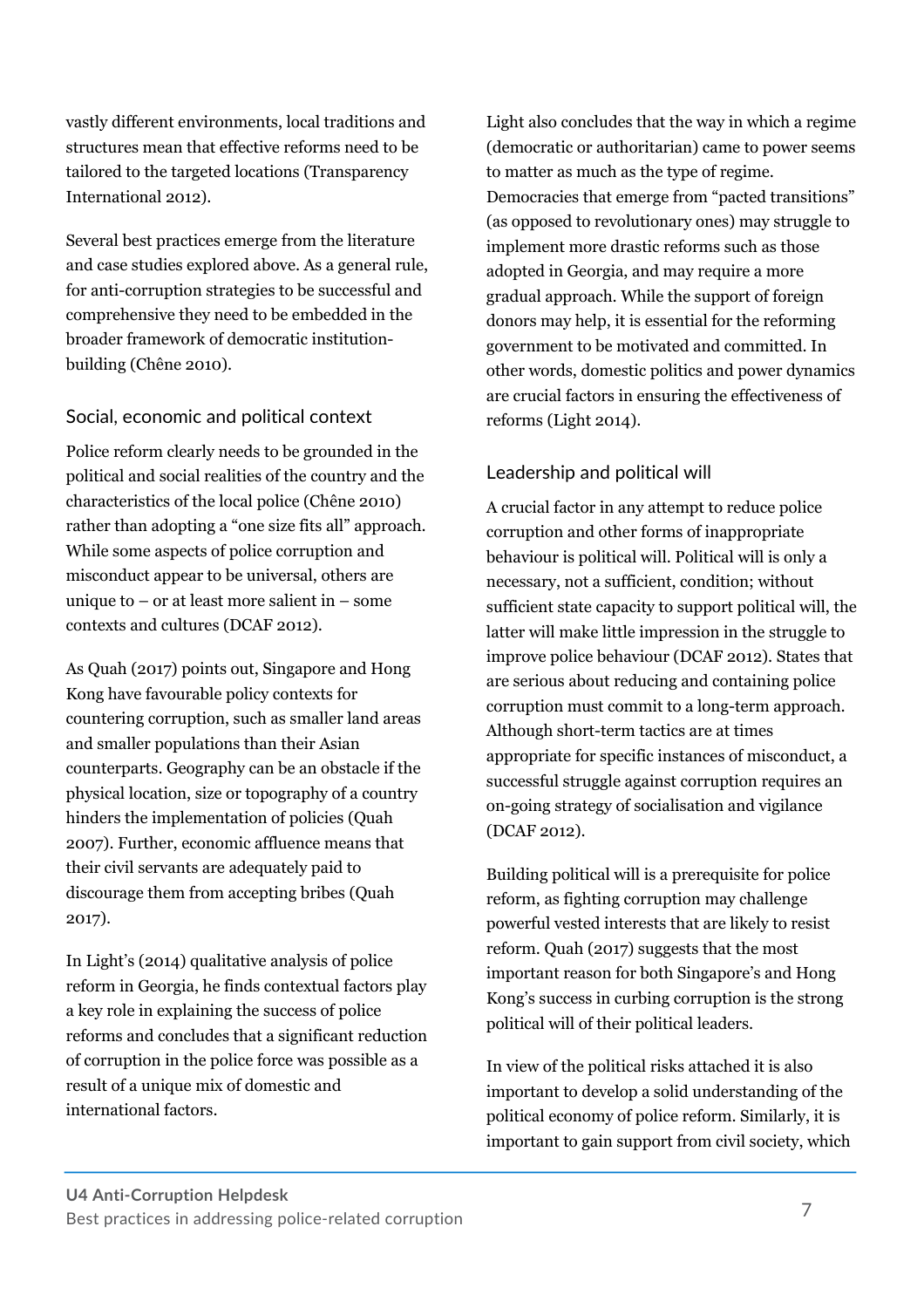vastly different environments, local traditions and structures mean that effective reforms need to be tailored to the targeted locations (Transparency International 2012).

Several best practices emerge from the literature and case studies explored above. As a general rule, for anti-corruption strategies to be successful and comprehensive they need to be embedded in the broader framework of democratic institution-building (Chêne 2010).

### Social, economic and political context

Police reform clearly needs to be grounded in the political and social realities of the country and the characteristics of the local police (Chêne 2010) rather than adopting a "one size fits all" approach. While some aspects of police corruption and misconduct appear to be universal, others are unique to – or at least more salient in – some contexts and cultures (DCAF 2012).

As Quah (2017) points out, Singapore and Hong Kong have favourable policy contexts for countering corruption, such as smaller land areas and smaller populations than their Asian counterparts. Geography can be an obstacle if the physical location, size or topography of a country hinders the implementation of policies (Quah 2007). Further, economic affluence means that their civil servants are adequately paid to discourage them from accepting bribes (Quah 2017).

In Light's (2014) qualitative analysis of police reform in Georgia, he finds contextual factors play a key role in explaining the success of police reforms and concludes that a significant reduction of corruption in the police force was possible as a result of a unique mix of domestic and international factors.

Light also concludes that the way in which a regime (democratic or authoritarian) came to power seems to matter as much as the type of regime. Democracies that emerge from "pacted transitions" (as opposed to revolutionary ones) may struggle to implement more drastic reforms such as those adopted in Georgia, and may require a more gradual approach. While the support of foreign donors may help, it is essential for the reforming government to be motivated and committed. In other words, domestic politics and power dynamics are crucial factors in ensuring the effectiveness of reforms (Light 2014).

### Leadership and political will

A crucial factor in any attempt to reduce police corruption and other forms of inappropriate behaviour is political will. Political will is only a necessary, not a sufficient, condition; without sufficient state capacity to support political will, the latter will make little impression in the struggle to improve police behaviour (DCAF 2012). States that are serious about reducing and containing police corruption must commit to a long-term approach. Although short-term tactics are at times appropriate for specific instances of misconduct, a successful struggle against corruption requires an on-going strategy of socialisation and vigilance (DCAF 2012).

Building political will is a prerequisite for police reform, as fighting corruption may challenge powerful vested interests that are likely to resist reform. Quah (2017) suggests that the most important reason for both Singapore's and Hong Kong's success in curbing corruption is the strong political will of their political leaders.

In view of the political risks attached it is also important to develop a solid understanding of the political economy of police reform. Similarly, it is important to gain support from civil society, which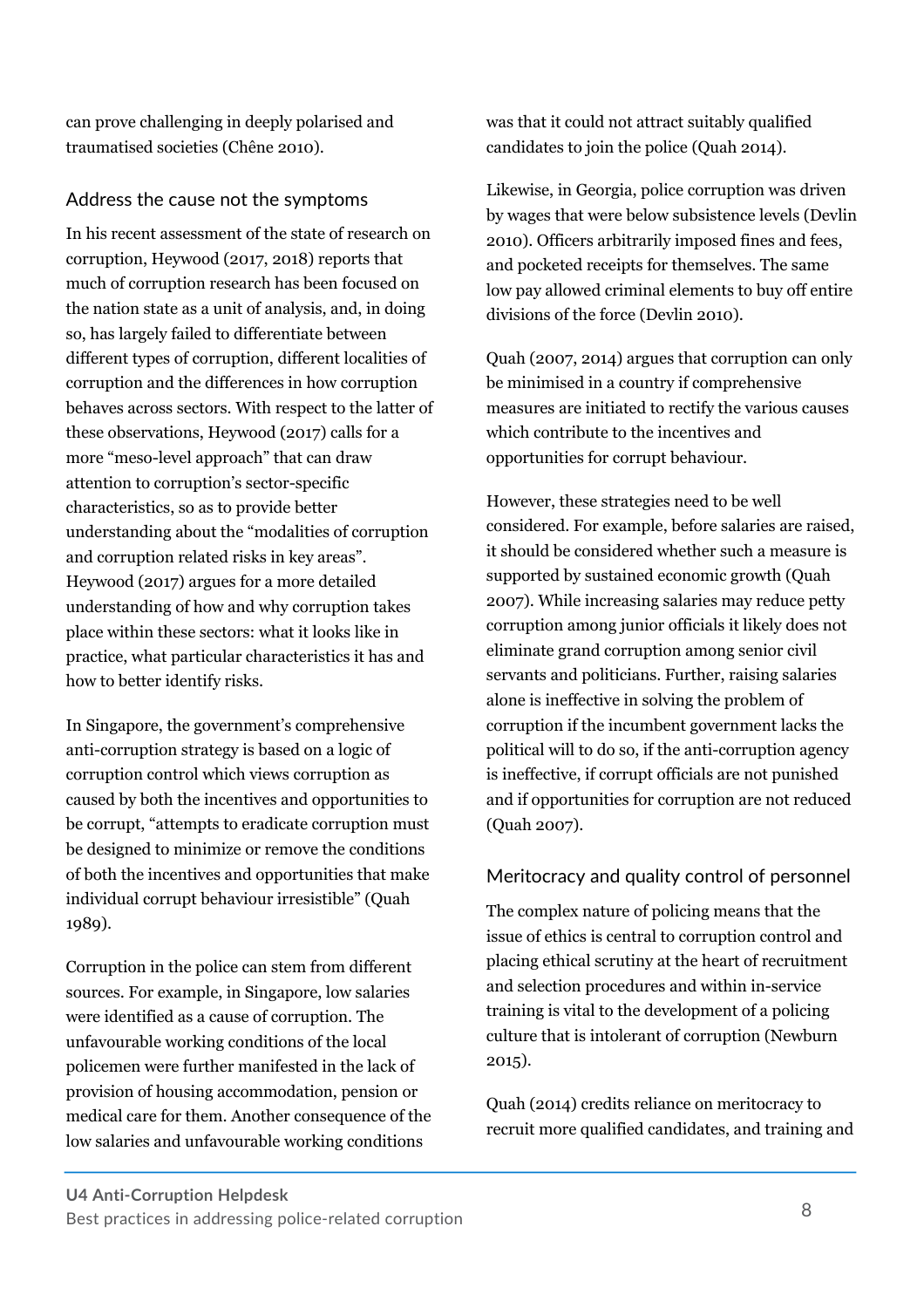can prove challenging in deeply polarised and traumatised societies (Chêne 2010).

### Address the cause not the symptoms

In his recent assessment of the state of research on corruption, Heywood (2017, 2018) reports that much of corruption research has been focused on the nation state as a unit of analysis, and, in doing so, has largely failed to differentiate between different types of corruption, different localities of corruption and the differences in how corruption behaves across sectors. With respect to the latter of these observations, Heywood (2017) calls for a more "meso-level approach" that can draw attention to corruption's sector-specific characteristics, so as to provide better understanding about the "modalities of corruption and corruption related risks in key areas". Heywood (2017) argues for a more detailed understanding of how and why corruption takes place within these sectors: what it looks like in practice, what particular characteristics it has and how to better identify risks.

In Singapore, the government's comprehensive anti-corruption strategy is based on a logic of corruption control which views corruption as caused by both the incentives and opportunities to be corrupt, "attempts to eradicate corruption must be designed to minimize or remove the conditions of both the incentives and opportunities that make individual corrupt behaviour irresistible" (Quah 1989).

Corruption in the police can stem from different sources. For example, in Singapore, low salaries were identified as a cause of corruption. The unfavourable working conditions of the local policemen were further manifested in the lack of provision of housing accommodation, pension or medical care for them. Another consequence of the low salaries and unfavourable working conditions was that it could not attract suitably qualified candidates to join the police (Quah 2014).

Likewise, in Georgia, police corruption was driven by wages that were below subsistence levels (Devlin 2010). Officers arbitrarily imposed fines and fees, and pocketed receipts for themselves. The same low pay allowed criminal elements to buy off entire divisions of the force (Devlin 2010).

Quah (2007, 2014) argues that corruption can only be minimised in a country if comprehensive measures are initiated to rectify the various causes which contribute to the incentives and opportunities for corrupt behaviour.

However, these strategies need to be well considered. For example, before salaries are raised, it should be considered whether such a measure is supported by sustained economic growth (Quah 2007). While increasing salaries may reduce petty corruption among junior officials it likely does not eliminate grand corruption among senior civil servants and politicians. Further, raising salaries alone is ineffective in solving the problem of corruption if the incumbent government lacks the political will to do so, if the anti-corruption agency is ineffective, if corrupt officials are not punished and if opportunities for corruption are not reduced (Quah 2007).

### Meritocracy and quality control of personnel

The complex nature of policing means that the issue of ethics is central to corruption control and placing ethical scrutiny at the heart of recruitment and selection procedures and within in-service training is vital to the development of a policing culture that is intolerant of corruption (Newburn 2015).

Quah (2014) credits reliance on meritocracy to recruit more qualified candidates, and training and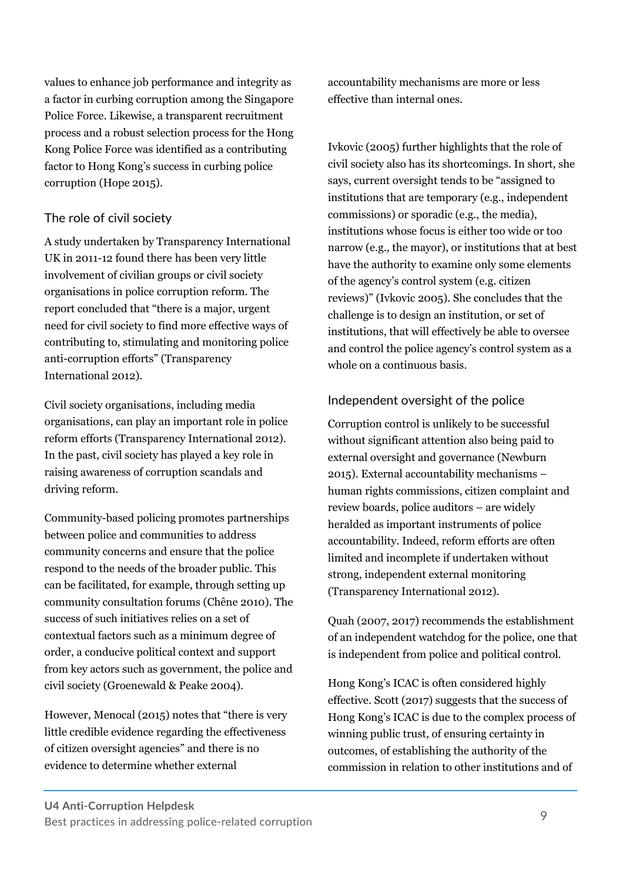values to enhance job performance and integrity as a factor in curbing corruption among the Singapore Police Force. Likewise, a transparent recruitment process and a robust selection process for the Hong Kong Police Force was identified as a contributing factor to Hong Kong's success in curbing police corruption (Hope 2015).

## The role of civil society

A study undertaken by Transparency International UK in 2011-12 found there has been very little involvement of civilian groups or civil society organisations in police corruption reform. The report concluded that "there is a major, urgent need for civil society to find more effective ways of contributing to, stimulating and monitoring police anti-corruption efforts" (Transparency International 2012).

Civil society organisations, including media organisations, can play an important role in police reform efforts (Transparency International 2012). In the past, civil society has played a key role in raising awareness of corruption scandals and driving reform.

Community-based policing promotes partnerships between police and communities to address community concerns and ensure that the police respond to the needs of the broader public. This can be facilitated, for example, through setting up community consultation forums (Chêne 2010). The success of such initiatives relies on a set of contextual factors such as a minimum degree of order, a conducive political context and support from key actors such as government, the police and civil society (Groenewald & Peake 2004).

However, Menocal (2015) notes that "there is very little credible evidence regarding the effectiveness of citizen oversight agencies" and there is no evidence to determine whether external accountability mechanisms are more or less effective than internal ones.

Ivkovic (2005) further highlights that the role of civil society also has its shortcomings. In short, she says, current oversight tends to be "assigned to institutions that are temporary (e.g., independent commissions) or sporadic (e.g., the media), institutions whose focus is either too wide or too narrow (e.g., the mayor), or institutions that at best have the authority to examine only some elements of the agency's control system (e.g. citizen reviews)" (Ivkovic 2005). She concludes that the challenge is to design an institution, or set of institutions, that will effectively be able to oversee and control the police agency's control system as a whole on a continuous basis.

## Independent oversight of the police

Corruption control is unlikely to be successful without significant attention also being paid to external oversight and governance (Newburn 2015). External accountability mechanisms – human rights commissions, citizen complaint and review boards, police auditors – are widely heralded as important instruments of police accountability. Indeed, reform efforts are often limited and incomplete if undertaken without strong, independent external monitoring (Transparency International 2012).

Quah (2007, 2017) recommends the establishment of an independent watchdog for the police, one that is independent from police and political control.

Hong Kong's ICAC is often considered highly effective. Scott (2017) suggests that the success of Hong Kong's ICAC is due to the complex process of winning public trust, of ensuring certainty in outcomes, of establishing the authority of the commission in relation to other institutions and of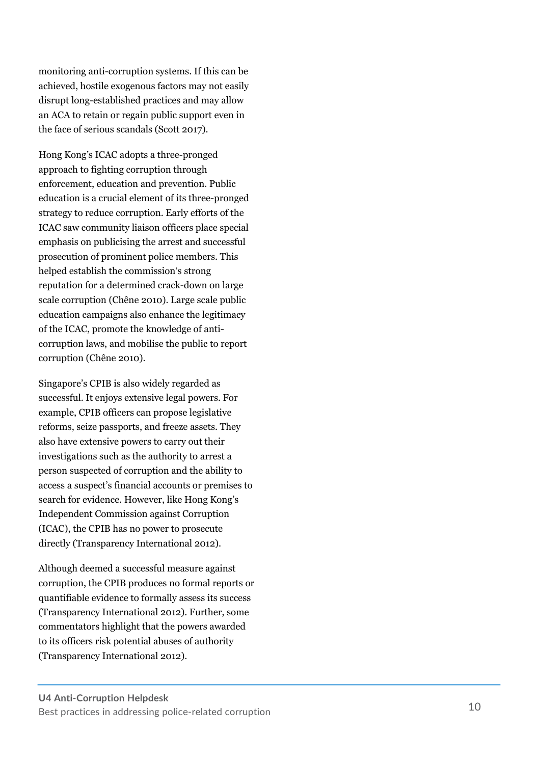monitoring anti-corruption systems. If this can be achieved, hostile exogenous factors may not easily disrupt long-established practices and may allow an ACA to retain or regain public support even in the face of serious scandals (Scott 2017).

Hong Kong's ICAC adopts a three-pronged approach to fighting corruption through enforcement, education and prevention. Public education is a crucial element of its three-pronged strategy to reduce corruption. Early efforts of the ICAC saw community liaison officers place special emphasis on publicising the arrest and successful prosecution of prominent police members. This helped establish the commission's strong reputation for a determined crack-down on large scale corruption (Chêne 2010). Large scale public education campaigns also enhance the legitimacy of the ICAC, promote the knowledge of anti-corruption laws, and mobilise the public to report corruption (Chêne 2010).

Singapore's CPIB is also widely regarded as successful. It enjoys extensive legal powers. For example, CPIB officers can propose legislative reforms, seize passports, and freeze assets. They also have extensive powers to carry out their investigations such as the authority to arrest a person suspected of corruption and the ability to access a suspect's financial accounts or premises to search for evidence. However, like Hong Kong's Independent Commission against Corruption (ICAC), the CPIB has no power to prosecute directly (Transparency International 2012).

Although deemed a successful measure against corruption, the CPIB produces no formal reports or quantifiable evidence to formally assess its success (Transparency International 2012). Further, some commentators highlight that the powers awarded to its officers risk potential abuses of authority (Transparency International 2012).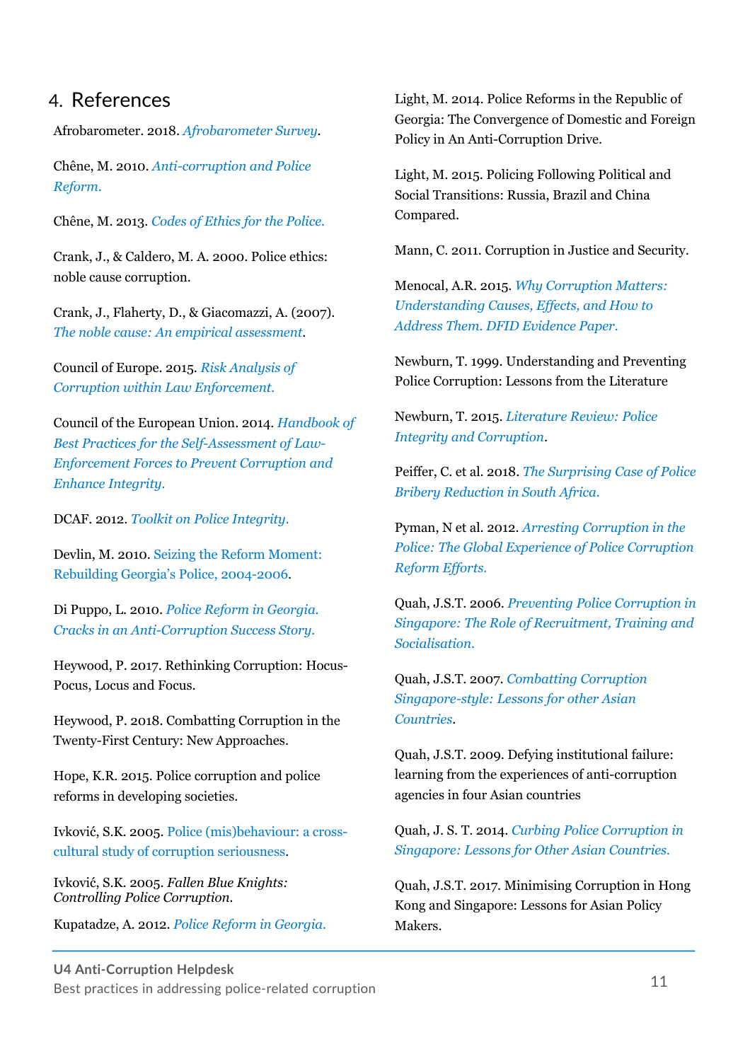## 4. References

Afrobarometer. 2018. *Afrobarometer Survey*.

Chêne, M. 2010. *Anti-corruption and Police Reform.*

Chêne, M. 2013. *Codes of Ethics for the Police.*

Crank, J., & Caldero, M. A. 2000. Police ethics: noble cause corruption.

Crank, J., Flaherty, D., & Giacomazzi, A. (2007). *The noble cause: An empirical assessment*.

Council of Europe. 2015. *Risk Analysis of Corruption within Law Enforcement.*

Council of the European Union. 2014. *Handbook of Best Practices for the Self-Assessment of Law-Enforcement Forces to Prevent Corruption and Enhance Integrity.*

DCAF. 2012. *Toolkit on Police Integrity.*

Devlin, M. 2010. Seizing the Reform Moment: Rebuilding Georgia's Police, 2004-2006.

Di Puppo, L. 2010. *Police Reform in Georgia. Cracks in an Anti-Corruption Success Story.*

Heywood, P. 2017. Rethinking Corruption: Hocus-Pocus, Locus and Focus.

Heywood, P. 2018. Combatting Corruption in the Twenty-First Century: New Approaches.

Hope, K.R. 2015. Police corruption and police reforms in developing societies.

Ivković, S.K. 2005. Police (mis)behaviour: a cross-cultural study of corruption seriousness.

Ivković, S.K. 2005. *Fallen Blue Knights: Controlling Police Corruption.*

Kupatadze, A. 2012. *Police Reform in Georgia.*

Light, M. 2014. Police Reforms in the Republic of Georgia: The Convergence of Domestic and Foreign Policy in An Anti-Corruption Drive.

Light, M. 2015. Policing Following Political and Social Transitions: Russia, Brazil and China Compared.

Mann, C. 2011. Corruption in Justice and Security.

Menocal, A.R. 2015. *Why Corruption Matters: Understanding Causes, Effects, and How to Address Them. DFID Evidence Paper.*

Newburn, T. 1999. Understanding and Preventing Police Corruption: Lessons from the Literature

Newburn, T. 2015. *Literature Review: Police Integrity and Corruption*.

Peiffer, C. et al. 2018. *The Surprising Case of Police Bribery Reduction in South Africa.*

Pyman, N et al. 2012. *Arresting Corruption in the Police: The Global Experience of Police Corruption Reform Efforts.*

Quah, J.S.T. 2006. *Preventing Police Corruption in Singapore: The Role of Recruitment, Training and Socialisation.*

Quah, J.S.T. 2007. *Combatting Corruption Singapore-style: Lessons for other Asian Countries*.

Quah, J.S.T. 2009. Defying institutional failure: learning from the experiences of anti-corruption agencies in four Asian countries

Quah, J. S. T. 2014. *Curbing Police Corruption in Singapore: Lessons for Other Asian Countries.*

Quah, J.S.T. 2017. Minimising Corruption in Hong Kong and Singapore: Lessons for Asian Policy Makers.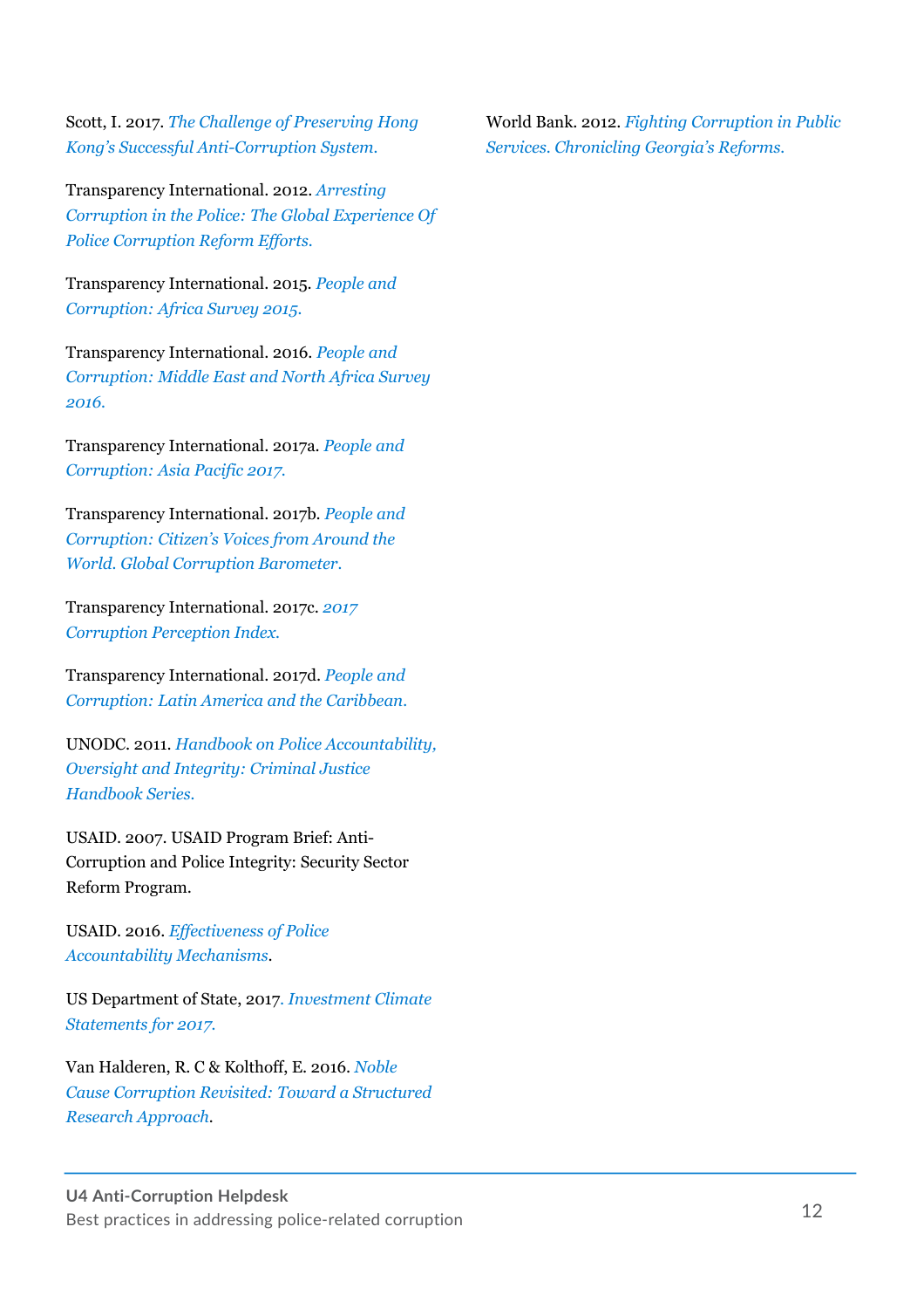Scott, I. 2017. *The Challenge of Preserving Hong Kong's Successful Anti-Corruption System.*

Transparency International. 2012. *Arresting Corruption in the Police: The Global Experience Of Police Corruption Reform Efforts.*

Transparency International. 2015. *People and Corruption: Africa Survey 2015.*

Transparency International. 2016. *People and Corruption: Middle East and North Africa Survey 2016.*

Transparency International. 2017a. *People and Corruption: Asia Pacific 2017.*

Transparency International. 2017b. *People and Corruption: Citizen's Voices from Around the World. Global Corruption Barometer.*

Transparency International. 2017c. *2017 Corruption Perception Index.*

Transparency International. 2017d. *People and Corruption: Latin America and the Caribbean.*

UNODC. 2011. *Handbook on Police Accountability, Oversight and Integrity: Criminal Justice Handbook Series.*

USAID. 2007. USAID Program Brief: Anti-Corruption and Police Integrity: Security Sector Reform Program.

USAID. 2016. *Effectiveness of Police Accountability Mechanisms*.

US Department of State, 2017. *Investment Climate Statements for 2017.*

Van Halderen, R. C & Kolthoff, E. 2016. *Noble Cause Corruption Revisited: Toward a Structured Research Approach*.

World Bank. 2012. *Fighting Corruption in Public Services. Chronicling Georgia's Reforms.*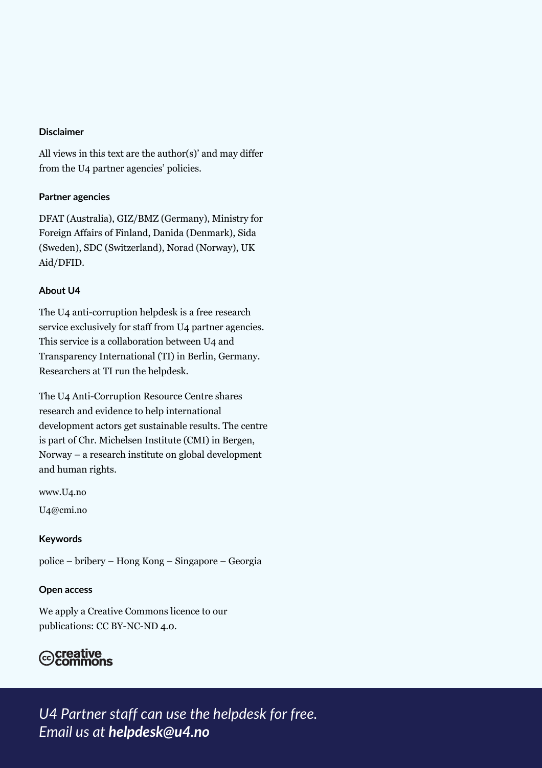### Disclaimer

All views in this text are the author(s)' and may differ from the U4 partner agencies' policies.

### Partner agencies

DFAT (Australia), GIZ/BMZ (Germany), Ministry for Foreign Affairs of Finland, Danida (Denmark), Sida (Sweden), SDC (Switzerland), Norad (Norway), UK Aid/DFID.

### About U4

The U4 anti-corruption helpdesk is a free research service exclusively for staff from U4 partner agencies. This service is a collaboration between U4 and Transparency International (TI) in Berlin, Germany. Researchers at TI run the helpdesk.

The U4 Anti-Corruption Resource Centre shares research and evidence to help international development actors get sustainable results. The centre is part of Chr. Michelsen Institute (CMI) in Bergen, Norway – a research institute on global development and human rights.

www.U4.no

U4@cmi.no

### Keywords

police – bribery – Hong Kong – Singapore – Georgia

### Open access

We apply a Creative Commons licence to our publications: CC BY-NC-ND 4.0.

*U4 Partner staff can use the helpdesk for free. Email us at* ***helpdesk@u4.no***